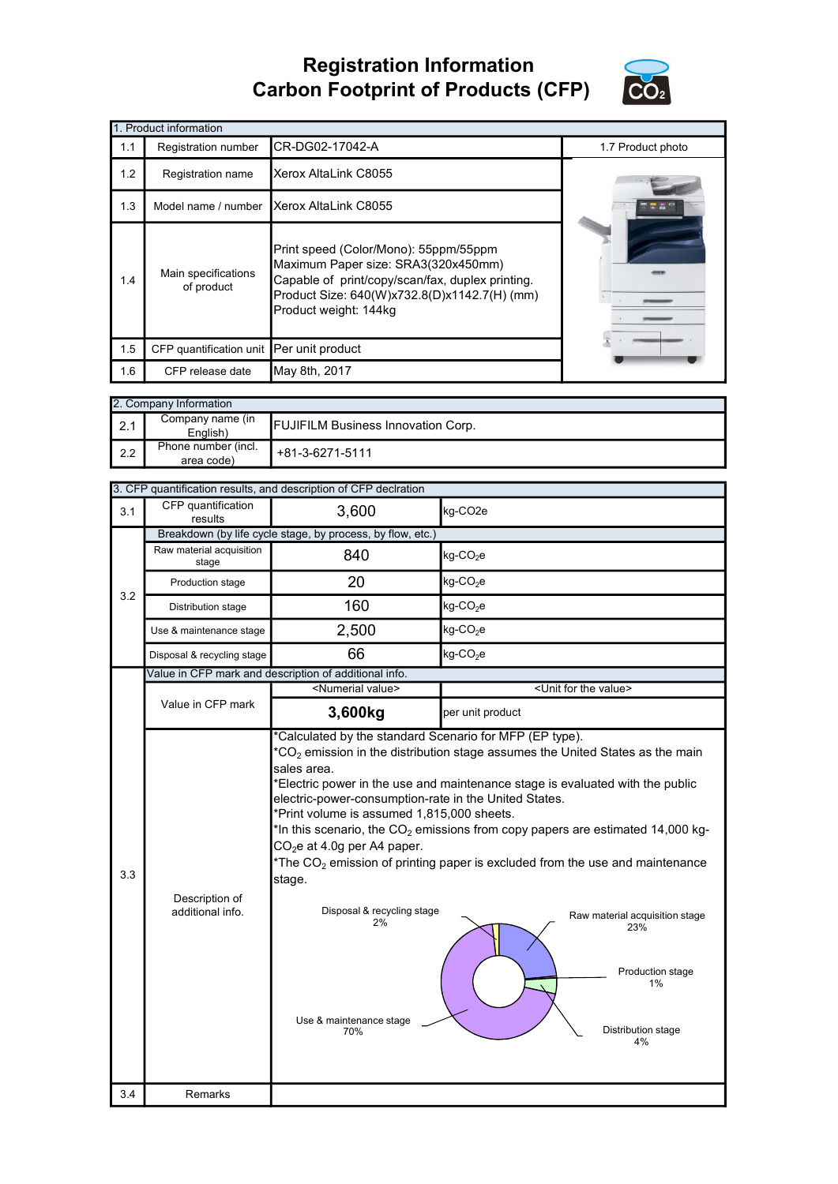# Registration Information
# Carbon Footprint of Products (CFP)

| 1. Product information | | | |
|---|---|---|---|
| 1.1 | Registration number | CR-DG02-17042-A | 1.7 Product photo |
| 1.2 | Registration name | Xerox AltaLink C8055 | |
| 1.3 | Model name / number | Xerox AltaLink C8055 | |
| 1.4 | Main specifications of product | Print speed (Color/Mono): 55ppm/55ppm<br>Maximum Paper size: SRA3(320x450mm)<br>Capable of print/copy/scan/fax, duplex printing.<br>Product Size: 640(W)x732.8(D)x1142.7(H) (mm)<br>Product weight: 144kg | |
| 1.5 | CFP quantification unit | Per unit product | |
| 1.6 | CFP release date | May 8th, 2017 | |

| 2. Company Information | | |
|---|---|---|
| 2.1 | Company name (in English) | FUJIFILM Business Innovation Corp. |
| 2.2 | Phone number (incl. area code) | +81-3-6271-5111 |

| 3. CFP quantification results, and description of CFP declration | | | |
|---|---|---|---|
| 3.1 | CFP quantification results | 3,600 | kg-CO2e |
| 3.2 | Breakdown (by life cycle stage, by process, by flow, etc.) | | |
| | Raw material acquisition stage | 840 | kg-$CO_2$e |
| | Production stage | 20 | kg-$CO_2$e |
| | Distribution stage | 160 | kg-$CO_2$e |
| | Use & maintenance stage | 2,500 | kg-$CO_2$e |
| | Disposal & recycling stage | 66 | kg-$CO_2$e |
| 3.3 | Value in CFP mark and description of additional info. | | |
| | Value in CFP mark | <Numerial value> | <Unit for the value> |
| | | **3,600kg** | per unit product |
| | Description of additional info. | *Calculated by the standard Scenario for MFP (EP type).<br>*$CO_2$ emission in the distribution stage assumes the United States as the main sales area.<br>*Electric power in the use and maintenance stage is evaluated with the public electric-power-consumption-rate in the United States.<br>*Print volume is assumed 1,815,000 sheets.<br>*In this scenario, the $CO_2$ emissions from copy papers are estimated 14,000 kg-$CO_2$e at 4.0g per A4 paper.<br>*The $CO_2$ emission of printing paper is excluded from the use and maintenance stage. | |
| 3.4 | Remarks | | |

Chart: Raw material acquisition stage 23%; Production stage 1%; Distribution stage 4%; Use & maintenance stage 70%; Disposal & recycling stage 2%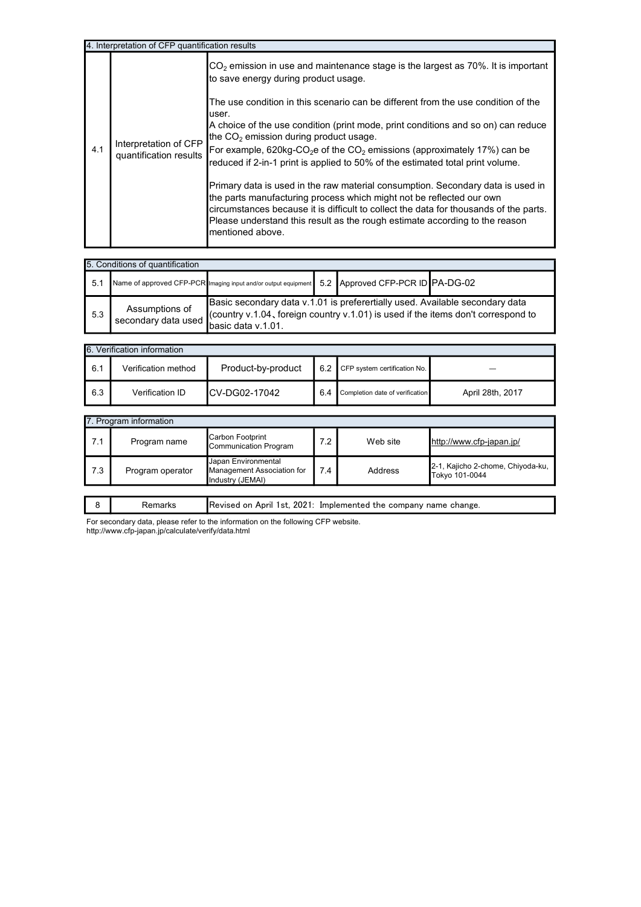## 4. Interpretation of CFP quantification results

| | | |
|---|---|---|
| 4.1 | Interpretation of CFP quantification results | $CO_2$ emission in use and maintenance stage is the largest as 70%. It is important to save energy during product usage.<br><br>The use condition in this scenario can be different from the use condition of the user.<br>A choice of the use condition (print mode, print conditions and so on) can reduce the $CO_2$ emission during product usage.<br>For example, 620kg-$CO_2$e of the $CO_2$ emissions (approximately 17%) can be reduced if 2-in-1 print is applied to 50% of the estimated total print volume.<br><br>Primary data is used in the raw material consumption. Secondary data is used in the parts manufacturing process which might not be reflected our own circumstances because it is difficult to collect the data for thousands of the parts. Please understand this result as the rough estimate according to the reason mentioned above. |

## 5. Conditions of quantification

| | | | | | |
|---|---|---|---|---|---|
| 5.1 | Name of approved CFP-PCR | Imaging input and/or output equipment | 5.2 | Approved CFP-PCR ID | PA-DG-02 |
| 5.3 | Assumptions of secondary data used | Basic secondary data v.1.01 is preferertially used. Available secondary data (country v.1.04、foreign country v.1.01) is used if the items don't correspond to basic data v.1.01. | | | |

## 6. Verification information

| | | | | | |
|---|---|---|---|---|---|
| 6.1 | Verification method | Product-by-product | 6.2 | CFP system certification No. | — |
| 6.3 | Verification ID | CV-DG02-17042 | 6.4 | Completion date of verification | April 28th, 2017 |

## 7. Program information

| | | | | | |
|---|---|---|---|---|---|
| 7.1 | Program name | Carbon Footprint Communication Program | 7.2 | Web site | http://www.cfp-japan.jp/ |
| 7.3 | Program operator | Japan Environmental Management Association for Industry (JEMAI) | 7.4 | Address | 2-1, Kajicho 2-chome, Chiyoda-ku, Tokyo 101-0044 |

| | | |
|---|---|---|
| 8 | Remarks | Revised on April 1st, 2021: Implemented the company name change. |

For secondary data, please refer to the information on the following CFP website.
http://www.cfp-japan.jp/calculate/verify/data.html